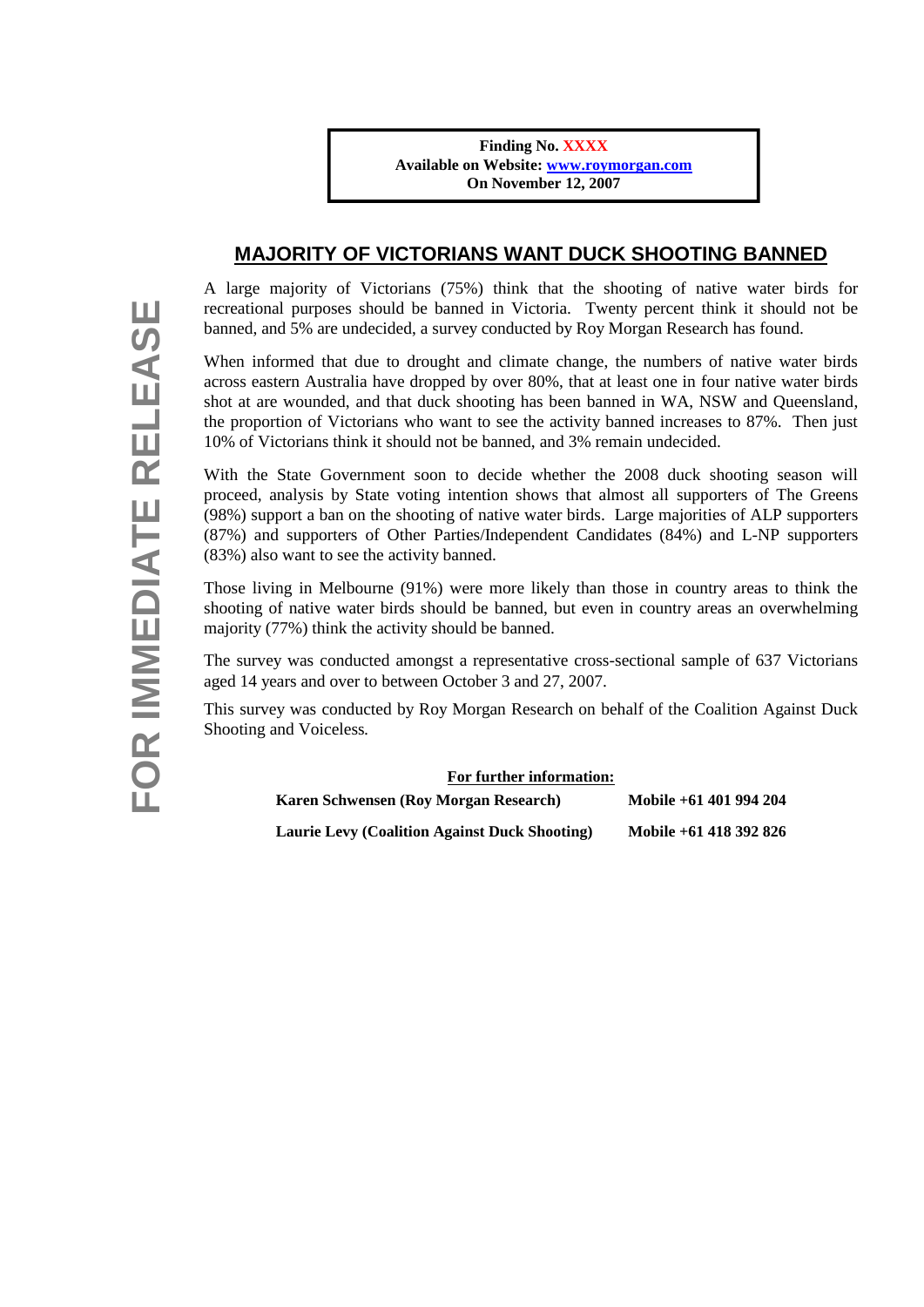**Finding No. XXXX**
**Available on Website: [www.roymorgan.com](http://www.roymorgan.com)**
**On November 12, 2007**

**FOR IMMEDIATE RELEASE**

# MAJORITY OF VICTORIANS WANT DUCK SHOOTING BANNED

A large majority of Victorians (75%) think that the shooting of native water birds for recreational purposes should be banned in Victoria. Twenty percent think it should not be banned, and 5% are undecided, a survey conducted by Roy Morgan Research has found.

When informed that due to drought and climate change, the numbers of native water birds across eastern Australia have dropped by over 80%, that at least one in four native water birds shot at are wounded, and that duck shooting has been banned in WA, NSW and Queensland, the proportion of Victorians who want to see the activity banned increases to 87%. Then just 10% of Victorians think it should not be banned, and 3% remain undecided.

With the State Government soon to decide whether the 2008 duck shooting season will proceed, analysis by State voting intention shows that almost all supporters of The Greens (98%) support a ban on the shooting of native water birds. Large majorities of ALP supporters (87%) and supporters of Other Parties/Independent Candidates (84%) and L-NP supporters (83%) also want to see the activity banned.

Those living in Melbourne (91%) were more likely than those in country areas to think the shooting of native water birds should be banned, but even in country areas an overwhelming majority (77%) think the activity should be banned.

The survey was conducted amongst a representative cross-sectional sample of 637 Victorians aged 14 years and over to between October 3 and 27, 2007.

This survey was conducted by Roy Morgan Research on behalf of the Coalition Against Duck Shooting and Voiceless.

**For further information:**

| | |
|---|---|
| **Karen Schwensen (Roy Morgan Research)** | **Mobile +61 401 994 204** |
| **Laurie Levy (Coalition Against Duck Shooting)** | **Mobile +61 418 392 826** |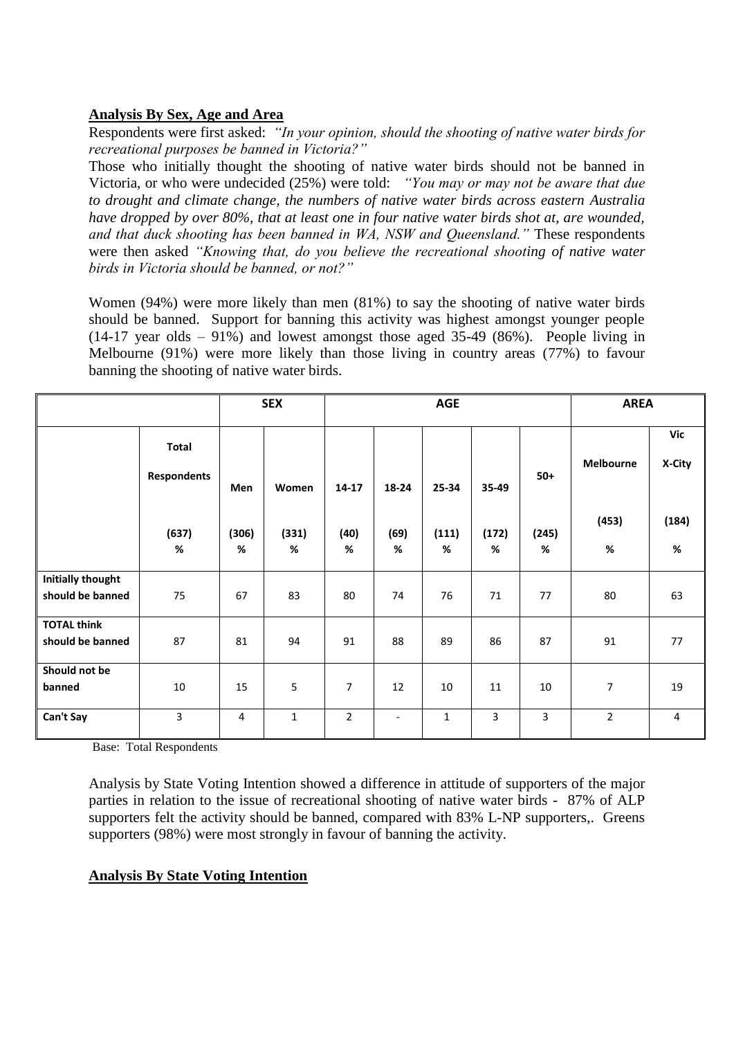**Analysis By Sex, Age and Area**

Respondents were first asked: *"In your opinion, should the shooting of native water birds for recreational purposes be banned in Victoria?"*

Those who initially thought the shooting of native water birds should not be banned in Victoria, or who were undecided (25%) were told: *"You may or may not be aware that due to drought and climate change, the numbers of native water birds across eastern Australia have dropped by over 80%, that at least one in four native water birds shot at, are wounded, and that duck shooting has been banned in WA, NSW and Queensland."* These respondents were then asked *"Knowing that, do you believe the recreational shooting of native water birds in Victoria should be banned, or not?"*

Women (94%) were more likely than men (81%) to say the shooting of native water birds should be banned. Support for banning this activity was highest amongst younger people (14-17 year olds – 91%) and lowest amongst those aged 35-49 (86%). People living in Melbourne (91%) were more likely than those living in country areas (77%) to favour banning the shooting of native water birds.

| | | **SEX** | | **AGE** | | | | | **AREA** | |
|---|---|---|---|---|---|---|---|---|---|---|
| | **Total Respondents** | **Men** | **Women** | **14-17** | **18-24** | **25-34** | **35-49** | **50+** | **Melbourne** | **Vic X-City** |
| | **(637) %** | **(306) %** | **(331) %** | **(40) %** | **(69) %** | **(111) %** | **(172) %** | **(245) %** | **(453) %** | **(184) %** |
| **Initially thought should be banned** | 75 | 67 | 83 | 80 | 74 | 76 | 71 | 77 | 80 | 63 |
| **TOTAL think should be banned** | 87 | 81 | 94 | 91 | 88 | 89 | 86 | 87 | 91 | 77 |
| **Should not be banned** | 10 | 15 | 5 | 7 | 12 | 10 | 11 | 10 | 7 | 19 |
| **Can't Say** | 3 | 4 | 1 | 2 | - | 1 | 3 | 3 | 2 | 4 |

Base: Total Respondents

Analysis by State Voting Intention showed a difference in attitude of supporters of the major parties in relation to the issue of recreational shooting of native water birds - 87% of ALP supporters felt the activity should be banned, compared with 83% L-NP supporters,. Greens supporters (98%) were most strongly in favour of banning the activity.

**Analysis By State Voting Intention**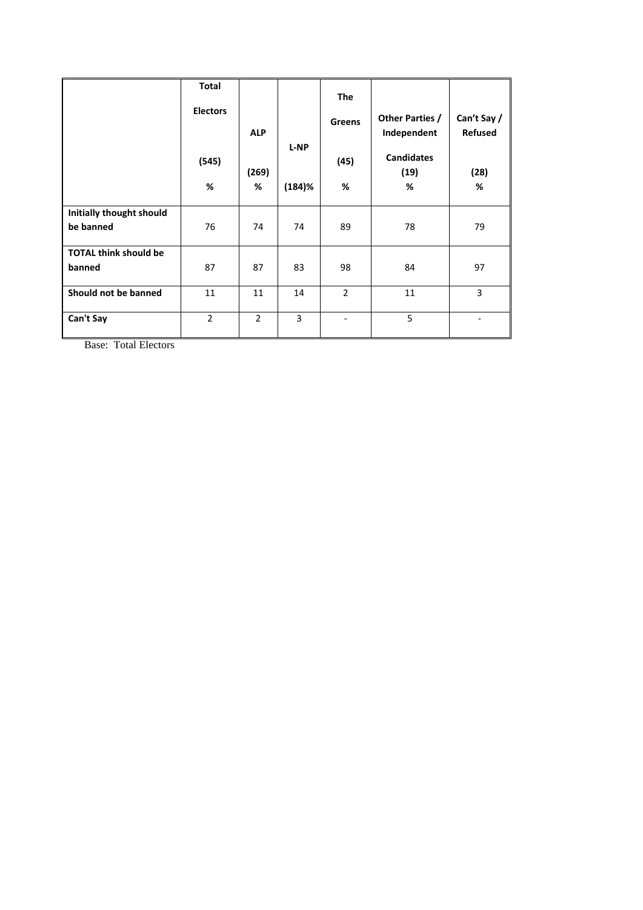| | Total Electors (545) % | ALP (269) % | L-NP (184)% | The Greens (45) % | Other Parties / Independent Candidates (19) % | Can't Say / Refused (28) % |
|---|---|---|---|---|---|---|
| **Initially thought should be banned** | 76 | 74 | 74 | 89 | 78 | 79 |
| **TOTAL think should be banned** | 87 | 87 | 83 | 98 | 84 | 97 |
| **Should not be banned** | 11 | 11 | 14 | 2 | 11 | 3 |
| **Can't Say** | 2 | 2 | 3 | - | 5 | - |

Base: Total Electors